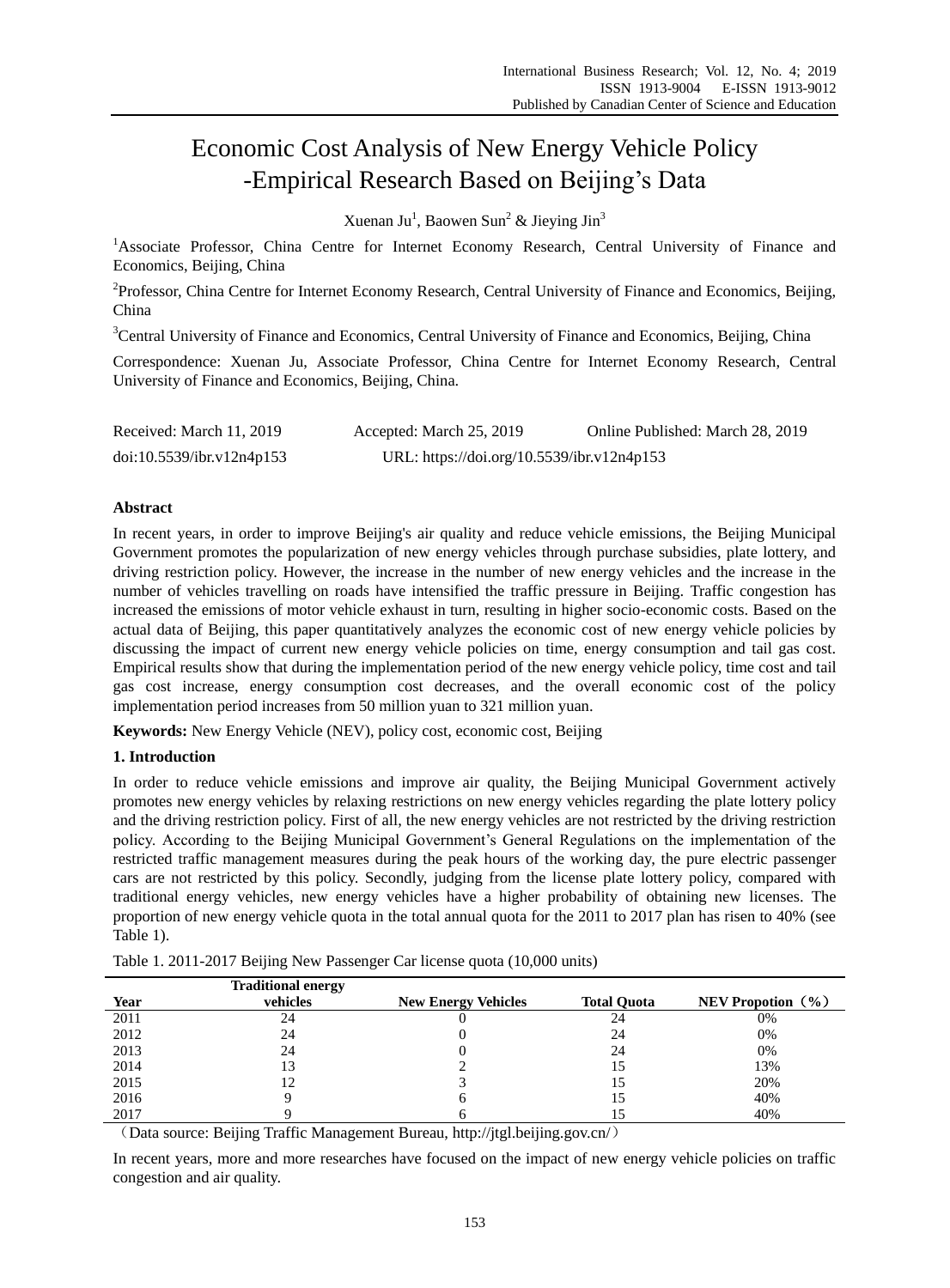# Economic Cost Analysis of New Energy Vehicle Policy -Empirical Research Based on Beijing's Data

Xuenan Ju[1], Baowen Sun[2] & Jieying Jin[3]

[1]Associate Professor, China Centre for Internet Economy Research, Central University of Finance and Economics, Beijing, China

[2]Professor, China Centre for Internet Economy Research, Central University of Finance and Economics, Beijing, China

[3]Central University of Finance and Economics, Central University of Finance and Economics, Beijing, China

Correspondence: Xuenan Ju, Associate Professor, China Centre for Internet Economy Research, Central University of Finance and Economics, Beijing, China.

Received: March 11, 2019 Accepted: March 25, 2019 Online Published: March 28, 2019

doi:10.5539/ibr.v12n4p153 URL: https://doi.org/10.5539/ibr.v12n4p153

**Abstract**

In recent years, in order to improve Beijing's air quality and reduce vehicle emissions, the Beijing Municipal Government promotes the popularization of new energy vehicles through purchase subsidies, plate lottery, and driving restriction policy. However, the increase in the number of new energy vehicles and the increase in the number of vehicles travelling on roads have intensified the traffic pressure in Beijing. Traffic congestion has increased the emissions of motor vehicle exhaust in turn, resulting in higher socio-economic costs. Based on the actual data of Beijing, this paper quantitatively analyzes the economic cost of new energy vehicle policies by discussing the impact of current new energy vehicle policies on time, energy consumption and tail gas cost. Empirical results show that during the implementation period of the new energy vehicle policy, time cost and tail gas cost increase, energy consumption cost decreases, and the overall economic cost of the policy implementation period increases from 50 million yuan to 321 million yuan.

**Keywords:** New Energy Vehicle (NEV), policy cost, economic cost, Beijing

## 1. Introduction

In order to reduce vehicle emissions and improve air quality, the Beijing Municipal Government actively promotes new energy vehicles by relaxing restrictions on new energy vehicles regarding the plate lottery policy and the driving restriction policy. First of all, the new energy vehicles are not restricted by the driving restriction policy. According to the Beijing Municipal Government's General Regulations on the implementation of the restricted traffic management measures during the peak hours of the working day, the pure electric passenger cars are not restricted by this policy. Secondly, judging from the license plate lottery policy, compared with traditional energy vehicles, new energy vehicles have a higher probability of obtaining new licenses. The proportion of new energy vehicle quota in the total annual quota for the 2011 to 2017 plan has risen to 40% (see Table 1).

Table 1. 2011-2017 Beijing New Passenger Car license quota (10,000 units)

| Year | Traditional energy vehicles | New Energy Vehicles | Total Quota | NEV Propotion（%） |
|---|---|---|---|---|
| 2011 | 24 | 0 | 24 | 0% |
| 2012 | 24 | 0 | 24 | 0% |
| 2013 | 24 | 0 | 24 | 0% |
| 2014 | 13 | 2 | 15 | 13% |
| 2015 | 12 | 3 | 15 | 20% |
| 2016 | 9 | 6 | 15 | 40% |
| 2017 | 9 | 6 | 15 | 40% |

（Data source: Beijing Traffic Management Bureau, http://jtgl.beijing.gov.cn/）

In recent years, more and more researches have focused on the impact of new energy vehicle policies on traffic congestion and air quality.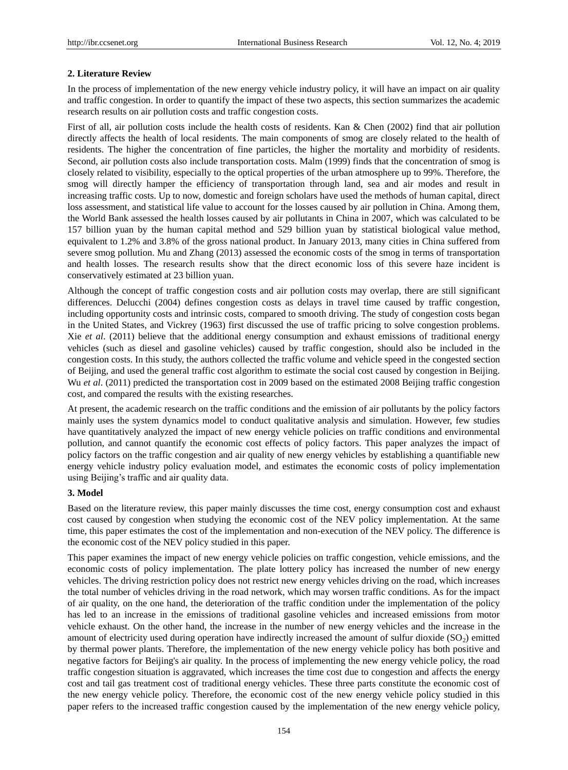## 2. Literature Review

In the process of implementation of the new energy vehicle industry policy, it will have an impact on air quality and traffic congestion. In order to quantify the impact of these two aspects, this section summarizes the academic research results on air pollution costs and traffic congestion costs.

First of all, air pollution costs include the health costs of residents. Kan & Chen (2002) find that air pollution directly affects the health of local residents. The main components of smog are closely related to the health of residents. The higher the concentration of fine particles, the higher the mortality and morbidity of residents. Second, air pollution costs also include transportation costs. Malm (1999) finds that the concentration of smog is closely related to visibility, especially to the optical properties of the urban atmosphere up to 99%. Therefore, the smog will directly hamper the efficiency of transportation through land, sea and air modes and result in increasing traffic costs. Up to now, domestic and foreign scholars have used the methods of human capital, direct loss assessment, and statistical life value to account for the losses caused by air pollution in China. Among them, the World Bank assessed the health losses caused by air pollutants in China in 2007, which was calculated to be 157 billion yuan by the human capital method and 529 billion yuan by statistical biological value method, equivalent to 1.2% and 3.8% of the gross national product. In January 2013, many cities in China suffered from severe smog pollution. Mu and Zhang (2013) assessed the economic costs of the smog in terms of transportation and health losses. The research results show that the direct economic loss of this severe haze incident is conservatively estimated at 23 billion yuan.

Although the concept of traffic congestion costs and air pollution costs may overlap, there are still significant differences. Delucchi (2004) defines congestion costs as delays in travel time caused by traffic congestion, including opportunity costs and intrinsic costs, compared to smooth driving. The study of congestion costs began in the United States, and Vickrey (1963) first discussed the use of traffic pricing to solve congestion problems. Xie *et al*. (2011) believe that the additional energy consumption and exhaust emissions of traditional energy vehicles (such as diesel and gasoline vehicles) caused by traffic congestion, should also be included in the congestion costs. In this study, the authors collected the traffic volume and vehicle speed in the congested section of Beijing, and used the general traffic cost algorithm to estimate the social cost caused by congestion in Beijing. Wu *et al*. (2011) predicted the transportation cost in 2009 based on the estimated 2008 Beijing traffic congestion cost, and compared the results with the existing researches.

At present, the academic research on the traffic conditions and the emission of air pollutants by the policy factors mainly uses the system dynamics model to conduct qualitative analysis and simulation. However, few studies have quantitatively analyzed the impact of new energy vehicle policies on traffic conditions and environmental pollution, and cannot quantify the economic cost effects of policy factors. This paper analyzes the impact of policy factors on the traffic congestion and air quality of new energy vehicles by establishing a quantifiable new energy vehicle industry policy evaluation model, and estimates the economic costs of policy implementation using Beijing's traffic and air quality data.

## 3. Model

Based on the literature review, this paper mainly discusses the time cost, energy consumption cost and exhaust cost caused by congestion when studying the economic cost of the NEV policy implementation. At the same time, this paper estimates the cost of the implementation and non-execution of the NEV policy. The difference is the economic cost of the NEV policy studied in this paper.

This paper examines the impact of new energy vehicle policies on traffic congestion, vehicle emissions, and the economic costs of policy implementation. The plate lottery policy has increased the number of new energy vehicles. The driving restriction policy does not restrict new energy vehicles driving on the road, which increases the total number of vehicles driving in the road network, which may worsen traffic conditions. As for the impact of air quality, on the one hand, the deterioration of the traffic condition under the implementation of the policy has led to an increase in the emissions of traditional gasoline vehicles and increased emissions from motor vehicle exhaust. On the other hand, the increase in the number of new energy vehicles and the increase in the amount of electricity used during operation have indirectly increased the amount of sulfur dioxide ($SO_2$) emitted by thermal power plants. Therefore, the implementation of the new energy vehicle policy has both positive and negative factors for Beijing's air quality. In the process of implementing the new energy vehicle policy, the road traffic congestion situation is aggravated, which increases the time cost due to congestion and affects the energy cost and tail gas treatment cost of traditional energy vehicles. These three parts constitute the economic cost of the new energy vehicle policy. Therefore, the economic cost of the new energy vehicle policy studied in this paper refers to the increased traffic congestion caused by the implementation of the new energy vehicle policy,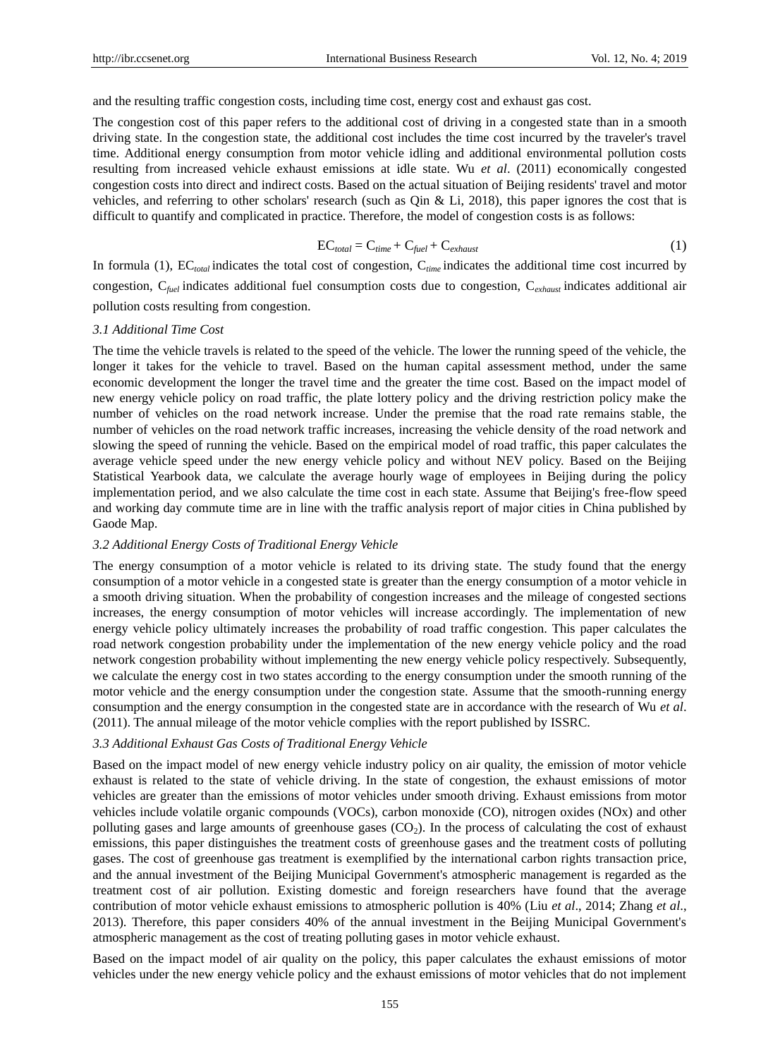and the resulting traffic congestion costs, including time cost, energy cost and exhaust gas cost.

The congestion cost of this paper refers to the additional cost of driving in a congested state than in a smooth driving state. In the congestion state, the additional cost includes the time cost incurred by the traveler's travel time. Additional energy consumption from motor vehicle idling and additional environmental pollution costs resulting from increased vehicle exhaust emissions at idle state. Wu *et al*. (2011) economically congested congestion costs into direct and indirect costs. Based on the actual situation of Beijing residents' travel and motor vehicles, and referring to other scholars' research (such as Qin & Li, 2018), this paper ignores the cost that is difficult to quantify and complicated in practice. Therefore, the model of congestion costs is as follows:

$$EC_{total} = C_{time} + C_{fuel} + C_{exhaust} \tag{1}$$

In formula (1), $EC_{total}$ indicates the total cost of congestion, $C_{time}$ indicates the additional time cost incurred by congestion, $C_{fuel}$ indicates additional fuel consumption costs due to congestion, $C_{exhaust}$ indicates additional air pollution costs resulting from congestion.

### *3.1 Additional Time Cost*

The time the vehicle travels is related to the speed of the vehicle. The lower the running speed of the vehicle, the longer it takes for the vehicle to travel. Based on the human capital assessment method, under the same economic development the longer the travel time and the greater the time cost. Based on the impact model of new energy vehicle policy on road traffic, the plate lottery policy and the driving restriction policy make the number of vehicles on the road network increase. Under the premise that the road rate remains stable, the number of vehicles on the road network traffic increases, increasing the vehicle density of the road network and slowing the speed of running the vehicle. Based on the empirical model of road traffic, this paper calculates the average vehicle speed under the new energy vehicle policy and without NEV policy. Based on the Beijing Statistical Yearbook data, we calculate the average hourly wage of employees in Beijing during the policy implementation period, and we also calculate the time cost in each state. Assume that Beijing's free-flow speed and working day commute time are in line with the traffic analysis report of major cities in China published by Gaode Map.

### *3.2 Additional Energy Costs of Traditional Energy Vehicle*

The energy consumption of a motor vehicle is related to its driving state. The study found that the energy consumption of a motor vehicle in a congested state is greater than the energy consumption of a motor vehicle in a smooth driving situation. When the probability of congestion increases and the mileage of congested sections increases, the energy consumption of motor vehicles will increase accordingly. The implementation of new energy vehicle policy ultimately increases the probability of road traffic congestion. This paper calculates the road network congestion probability under the implementation of the new energy vehicle policy and the road network congestion probability without implementing the new energy vehicle policy respectively. Subsequently, we calculate the energy cost in two states according to the energy consumption under the smooth running of the motor vehicle and the energy consumption under the congestion state. Assume that the smooth-running energy consumption and the energy consumption in the congested state are in accordance with the research of Wu *et al*. (2011). The annual mileage of the motor vehicle complies with the report published by ISSRC.

### *3.3 Additional Exhaust Gas Costs of Traditional Energy Vehicle*

Based on the impact model of new energy vehicle industry policy on air quality, the emission of motor vehicle exhaust is related to the state of vehicle driving. In the state of congestion, the exhaust emissions of motor vehicles are greater than the emissions of motor vehicles under smooth driving. Exhaust emissions from motor vehicles include volatile organic compounds (VOCs), carbon monoxide (CO), nitrogen oxides (NOx) and other polluting gases and large amounts of greenhouse gases ($CO_2$). In the process of calculating the cost of exhaust emissions, this paper distinguishes the treatment costs of greenhouse gases and the treatment costs of polluting gases. The cost of greenhouse gas treatment is exemplified by the international carbon rights transaction price, and the annual investment of the Beijing Municipal Government's atmospheric management is regarded as the treatment cost of air pollution. Existing domestic and foreign researchers have found that the average contribution of motor vehicle exhaust emissions to atmospheric pollution is 40% (Liu *et al*., 2014; Zhang *et al.*, 2013). Therefore, this paper considers 40% of the annual investment in the Beijing Municipal Government's atmospheric management as the cost of treating polluting gases in motor vehicle exhaust.

Based on the impact model of air quality on the policy, this paper calculates the exhaust emissions of motor vehicles under the new energy vehicle policy and the exhaust emissions of motor vehicles that do not implement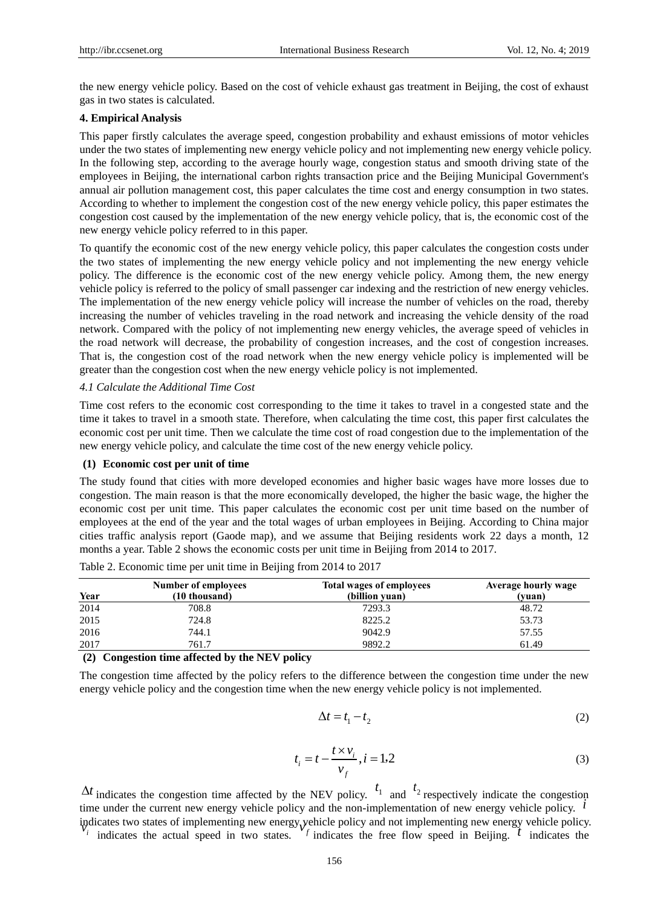the new energy vehicle policy. Based on the cost of vehicle exhaust gas treatment in Beijing, the cost of exhaust gas in two states is calculated.

**4. Empirical Analysis**

This paper firstly calculates the average speed, congestion probability and exhaust emissions of motor vehicles under the two states of implementing new energy vehicle policy and not implementing new energy vehicle policy. In the following step, according to the average hourly wage, congestion status and smooth driving state of the employees in Beijing, the international carbon rights transaction price and the Beijing Municipal Government's annual air pollution management cost, this paper calculates the time cost and energy consumption in two states. According to whether to implement the congestion cost of the new energy vehicle policy, this paper estimates the congestion cost caused by the implementation of the new energy vehicle policy, that is, the economic cost of the new energy vehicle policy referred to in this paper.

To quantify the economic cost of the new energy vehicle policy, this paper calculates the congestion costs under the two states of implementing the new energy vehicle policy and not implementing the new energy vehicle policy. The difference is the economic cost of the new energy vehicle policy. Among them, the new energy vehicle policy is referred to the policy of small passenger car indexing and the restriction of new energy vehicles. The implementation of the new energy vehicle policy will increase the number of vehicles on the road, thereby increasing the number of vehicles traveling in the road network and increasing the vehicle density of the road network. Compared with the policy of not implementing new energy vehicles, the average speed of vehicles in the road network will decrease, the probability of congestion increases, and the cost of congestion increases. That is, the congestion cost of the road network when the new energy vehicle policy is implemented will be greater than the congestion cost when the new energy vehicle policy is not implemented.

*4.1 Calculate the Additional Time Cost*

Time cost refers to the economic cost corresponding to the time it takes to travel in a congested state and the time it takes to travel in a smooth state. Therefore, when calculating the time cost, this paper first calculates the economic cost per unit time. Then we calculate the time cost of road congestion due to the implementation of the new energy vehicle policy, and calculate the time cost of the new energy vehicle policy.

**(1) Economic cost per unit of time**

The study found that cities with more developed economies and higher basic wages have more losses due to congestion. The main reason is that the more economically developed, the higher the basic wage, the higher the economic cost per unit time. This paper calculates the economic cost per unit time based on the number of employees at the end of the year and the total wages of urban employees in Beijing. According to China major cities traffic analysis report (Gaode map), and we assume that Beijing residents work 22 days a month, 12 months a year. Table 2 shows the economic costs per unit time in Beijing from 2014 to 2017.

Table 2. Economic time per unit time in Beijing from 2014 to 2017

| Year | Number of employees (10 thousand) | Total wages of employees (billion yuan) | Average hourly wage (yuan) |
|---|---|---|---|
| 2014 | 708.8 | 7293.3 | 48.72 |
| 2015 | 724.8 | 8225.2 | 53.73 |
| 2016 | 744.1 | 9042.9 | 57.55 |
| 2017 | 761.7 | 9892.2 | 61.49 |

**(2) Congestion time affected by the NEV policy**

The congestion time affected by the policy refers to the difference between the congestion time under the new energy vehicle policy and the congestion time when the new energy vehicle policy is not implemented.

$$\Delta t = t_1 - t_2 \tag{2}$$

$$t_i = t - \frac{t \times v_i}{v_f}, i = 1,2 \tag{3}$$

$\Delta t$ indicates the congestion time affected by the NEV policy. $t_1$ and $t_2$ respectively indicate the congestion time under the current new energy vehicle policy and the non-implementation of new energy vehicle policy. $i$ indicates two states of implementing new energy vehicle policy and not implementing new energy vehicle policy. $v_i$ indicates the actual speed in two states. $v_f$ indicates the free flow speed in Beijing. $t$ indicates the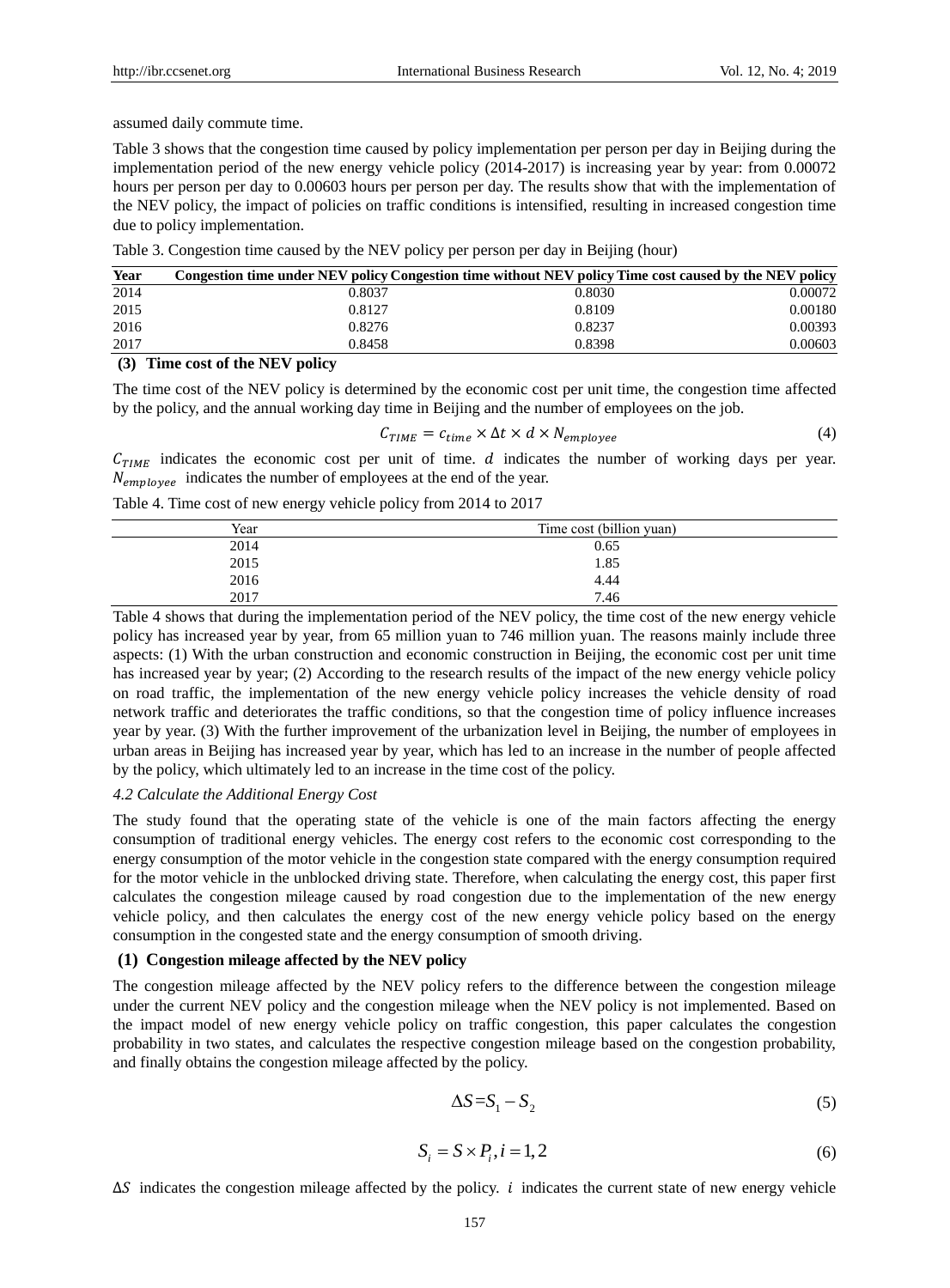assumed daily commute time.

Table 3 shows that the congestion time caused by policy implementation per person per day in Beijing during the implementation period of the new energy vehicle policy (2014-2017) is increasing year by year: from 0.00072 hours per person per day to 0.00603 hours per person per day. The results show that with the implementation of the NEV policy, the impact of policies on traffic conditions is intensified, resulting in increased congestion time due to policy implementation.

Table 3. Congestion time caused by the NEV policy per person per day in Beijing (hour)

| Year | Congestion time under NEV policy | Congestion time without NEV policy | Time cost caused by the NEV policy |
|---|---|---|---|
| 2014 | 0.8037 | 0.8030 | 0.00072 |
| 2015 | 0.8127 | 0.8109 | 0.00180 |
| 2016 | 0.8276 | 0.8237 | 0.00393 |
| 2017 | 0.8458 | 0.8398 | 0.00603 |

**(3) Time cost of the NEV policy**

The time cost of the NEV policy is determined by the economic cost per unit time, the congestion time affected by the policy, and the annual working day time in Beijing and the number of employees on the job.

$$C_{TIME} = c_{time} \times \Delta t \times d \times N_{employee} \tag{4}$$

$C_{TIME}$ indicates the economic cost per unit of time. $d$ indicates the number of working days per year. $N_{employee}$ indicates the number of employees at the end of the year.

Table 4. Time cost of new energy vehicle policy from 2014 to 2017

| Year | Time cost (billion yuan) |
|---|---|
| 2014 | 0.65 |
| 2015 | 1.85 |
| 2016 | 4.44 |
| 2017 | 7.46 |

Table 4 shows that during the implementation period of the NEV policy, the time cost of the new energy vehicle policy has increased year by year, from 65 million yuan to 746 million yuan. The reasons mainly include three aspects: (1) With the urban construction and economic construction in Beijing, the economic cost per unit time has increased year by year; (2) According to the research results of the impact of the new energy vehicle policy on road traffic, the implementation of the new energy vehicle policy increases the vehicle density of road network traffic and deteriorates the traffic conditions, so that the congestion time of policy influence increases year by year. (3) With the further improvement of the urbanization level in Beijing, the number of employees in urban areas in Beijing has increased year by year, which has led to an increase in the number of people affected by the policy, which ultimately led to an increase in the time cost of the policy.

*4.2 Calculate the Additional Energy Cost*

The study found that the operating state of the vehicle is one of the main factors affecting the energy consumption of traditional energy vehicles. The energy cost refers to the economic cost corresponding to the energy consumption of the motor vehicle in the congestion state compared with the energy consumption required for the motor vehicle in the unblocked driving state. Therefore, when calculating the energy cost, this paper first calculates the congestion mileage caused by road congestion due to the implementation of the new energy vehicle policy, and then calculates the energy cost of the new energy vehicle policy based on the energy consumption in the congested state and the energy consumption of smooth driving.

**(1) Congestion mileage affected by the NEV policy**

The congestion mileage affected by the NEV policy refers to the difference between the congestion mileage under the current NEV policy and the congestion mileage when the NEV policy is not implemented. Based on the impact model of new energy vehicle policy on traffic congestion, this paper calculates the congestion probability in two states, and calculates the respective congestion mileage based on the congestion probability, and finally obtains the congestion mileage affected by the policy.

$$\Delta S = S_1 - S_2 \tag{5}$$

$$S_i = S \times P_i, i = 1, 2 \tag{6}$$

$\Delta S$ indicates the congestion mileage affected by the policy. $i$ indicates the current state of new energy vehicle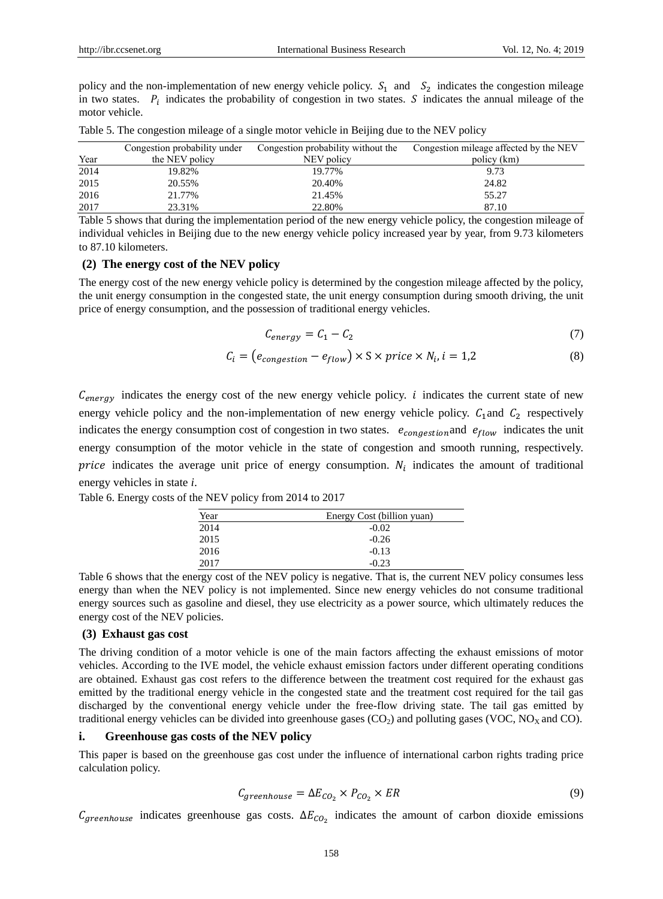policy and the non-implementation of new energy vehicle policy. $S_1$ and $S_2$ indicates the congestion mileage in two states. $P_i$ indicates the probability of congestion in two states. $S$ indicates the annual mileage of the motor vehicle.

Table 5. The congestion mileage of a single motor vehicle in Beijing due to the NEV policy

| Year | Congestion probability under the NEV policy | Congestion probability without the NEV policy | Congestion mileage affected by the NEV policy (km) |
|---|---|---|---|
| 2014 | 19.82% | 19.77% | 9.73 |
| 2015 | 20.55% | 20.40% | 24.82 |
| 2016 | 21.77% | 21.45% | 55.27 |
| 2017 | 23.31% | 22.80% | 87.10 |

Table 5 shows that during the implementation period of the new energy vehicle policy, the congestion mileage of individual vehicles in Beijing due to the new energy vehicle policy increased year by year, from 9.73 kilometers to 87.10 kilometers.

### (2) The energy cost of the NEV policy

The energy cost of the new energy vehicle policy is determined by the congestion mileage affected by the policy, the unit energy consumption in the congested state, the unit energy consumption during smooth driving, the unit price of energy consumption, and the possession of traditional energy vehicles.

$$C_{energy} = C_1 - C_2 \tag{7}$$

$$C_i = \left(e_{congestion} - e_{flow}\right) \times \mathrm{S} \times price \times N_i, i = 1{,}2 \tag{8}$$

$C_{energy}$ indicates the energy cost of the new energy vehicle policy. $i$ indicates the current state of new energy vehicle policy and the non-implementation of new energy vehicle policy. $C_1$ and $C_2$ respectively indicates the energy consumption cost of congestion in two states. $e_{congestion}$ and $e_{flow}$ indicates the unit energy consumption of the motor vehicle in the state of congestion and smooth running, respectively. $price$ indicates the average unit price of energy consumption. $N_i$ indicates the amount of traditional energy vehicles in state $i$.

Table 6. Energy costs of the NEV policy from 2014 to 2017

| Year | Energy Cost (billion yuan) |
|---|---|
| 2014 | -0.02 |
| 2015 | -0.26 |
| 2016 | -0.13 |
| 2017 | -0.23 |

Table 6 shows that the energy cost of the NEV policy is negative. That is, the current NEV policy consumes less energy than when the NEV policy is not implemented. Since new energy vehicles do not consume traditional energy sources such as gasoline and diesel, they use electricity as a power source, which ultimately reduces the energy cost of the NEV policies.

### (3) Exhaust gas cost

The driving condition of a motor vehicle is one of the main factors affecting the exhaust emissions of motor vehicles. According to the IVE model, the vehicle exhaust emission factors under different operating conditions are obtained. Exhaust gas cost refers to the difference between the treatment cost required for the exhaust gas emitted by the traditional energy vehicle in the congested state and the treatment cost required for the tail gas discharged by the conventional energy vehicle under the free-flow driving state. The tail gas emitted by traditional energy vehicles can be divided into greenhouse gases ($CO_2$) and polluting gases (VOC, $NO_X$ and CO).

#### i. Greenhouse gas costs of the NEV policy

This paper is based on the greenhouse gas cost under the influence of international carbon rights trading price calculation policy.

$$C_{greenhouse} = \Delta E_{CO_2} \times P_{CO_2} \times ER \tag{9}$$

$C_{greenhouse}$ indicates greenhouse gas costs. $\Delta E_{CO_2}$ indicates the amount of carbon dioxide emissions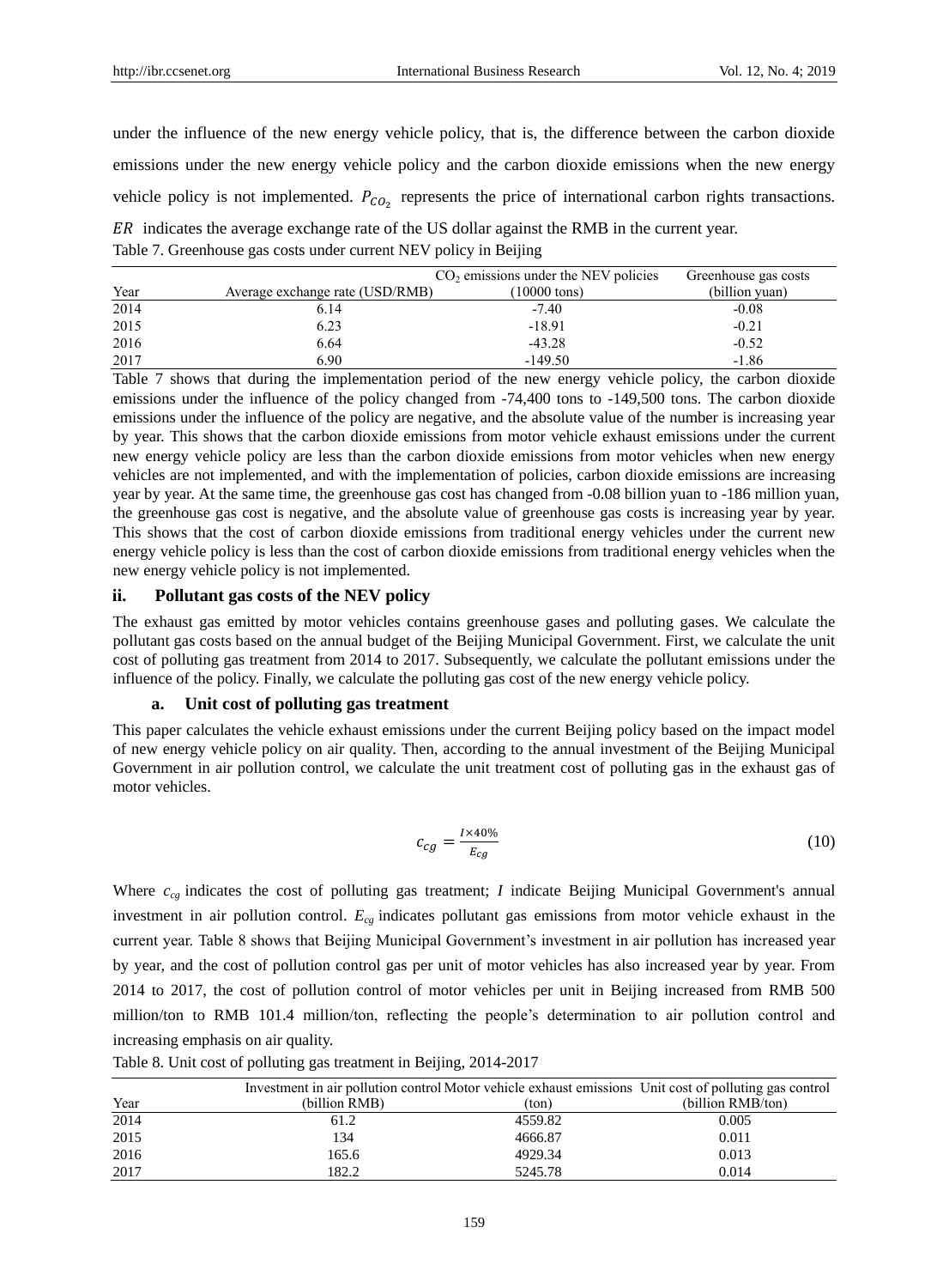under the influence of the new energy vehicle policy, that is, the difference between the carbon dioxide emissions under the new energy vehicle policy and the carbon dioxide emissions when the new energy vehicle policy is not implemented. $P_{CO_2}$ represents the price of international carbon rights transactions. $ER$ indicates the average exchange rate of the US dollar against the RMB in the current year.

Table 7. Greenhouse gas costs under current NEV policy in Beijing

| Year | Average exchange rate (USD/RMB) | $CO_2$ emissions under the NEV policies (10000 tons) | Greenhouse gas costs (billion yuan) |
|---|---|---|---|
| 2014 | 6.14 | -7.40 | -0.08 |
| 2015 | 6.23 | -18.91 | -0.21 |
| 2016 | 6.64 | -43.28 | -0.52 |
| 2017 | 6.90 | -149.50 | -1.86 |

Table 7 shows that during the implementation period of the new energy vehicle policy, the carbon dioxide emissions under the influence of the policy changed from -74,400 tons to -149,500 tons. The carbon dioxide emissions under the influence of the policy are negative, and the absolute value of the number is increasing year by year. This shows that the carbon dioxide emissions from motor vehicle exhaust emissions under the current new energy vehicle policy are less than the carbon dioxide emissions from motor vehicles when new energy vehicles are not implemented, and with the implementation of policies, carbon dioxide emissions are increasing year by year. At the same time, the greenhouse gas cost has changed from -0.08 billion yuan to -186 million yuan, the greenhouse gas cost is negative, and the absolute value of greenhouse gas costs is increasing year by year. This shows that the cost of carbon dioxide emissions from traditional energy vehicles under the current new energy vehicle policy is less than the cost of carbon dioxide emissions from traditional energy vehicles when the new energy vehicle policy is not implemented.

### ii. Pollutant gas costs of the NEV policy

The exhaust gas emitted by motor vehicles contains greenhouse gases and polluting gases. We calculate the pollutant gas costs based on the annual budget of the Beijing Municipal Government. First, we calculate the unit cost of polluting gas treatment from 2014 to 2017. Subsequently, we calculate the pollutant emissions under the influence of the policy. Finally, we calculate the polluting gas cost of the new energy vehicle policy.

#### a. Unit cost of polluting gas treatment

This paper calculates the vehicle exhaust emissions under the current Beijing policy based on the impact model of new energy vehicle policy on air quality. Then, according to the annual investment of the Beijing Municipal Government in air pollution control, we calculate the unit treatment cost of polluting gas in the exhaust gas of motor vehicles.

$$c_{cg} = \frac{I \times 40\%}{E_{cg}} \tag{10}$$

Where $c_{cg}$ indicates the cost of polluting gas treatment; $I$ indicate Beijing Municipal Government's annual investment in air pollution control. $E_{cg}$ indicates pollutant gas emissions from motor vehicle exhaust in the current year. Table 8 shows that Beijing Municipal Government's investment in air pollution has increased year by year, and the cost of pollution control gas per unit of motor vehicles has also increased year by year. From 2014 to 2017, the cost of pollution control of motor vehicles per unit in Beijing increased from RMB 500 million/ton to RMB 101.4 million/ton, reflecting the people's determination to air pollution control and increasing emphasis on air quality.

Table 8. Unit cost of polluting gas treatment in Beijing, 2014-2017

| Year | Investment in air pollution control (billion RMB) | Motor vehicle exhaust emissions (ton) | Unit cost of polluting gas control (billion RMB/ton) |
|---|---|---|---|
| 2014 | 61.2 | 4559.82 | 0.005 |
| 2015 | 134 | 4666.87 | 0.011 |
| 2016 | 165.6 | 4929.34 | 0.013 |
| 2017 | 182.2 | 5245.78 | 0.014 |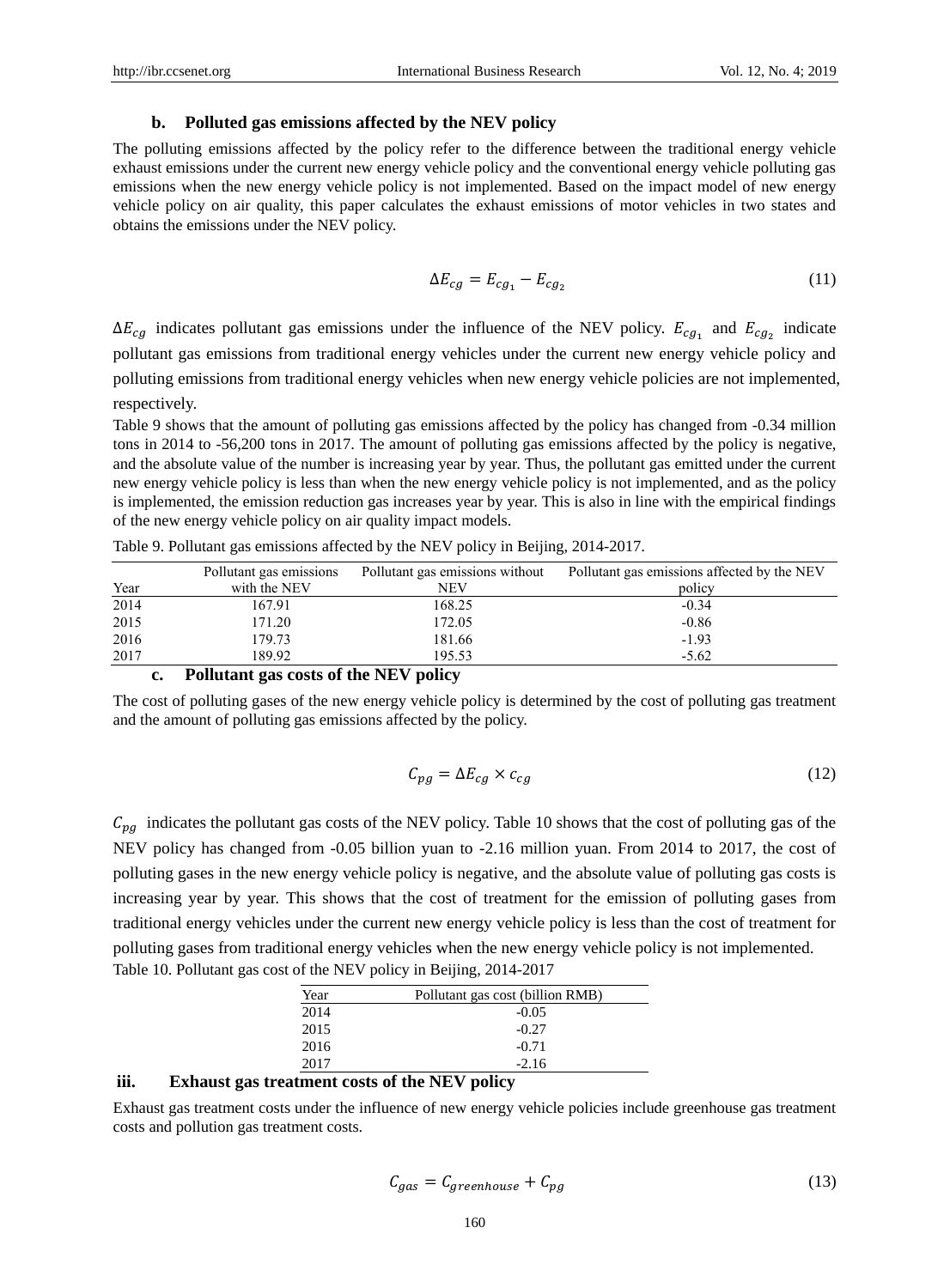### b. Polluted gas emissions affected by the NEV policy

The polluting emissions affected by the policy refer to the difference between the traditional energy vehicle exhaust emissions under the current new energy vehicle policy and the conventional energy vehicle polluting gas emissions when the new energy vehicle policy is not implemented. Based on the impact model of new energy vehicle policy on air quality, this paper calculates the exhaust emissions of motor vehicles in two states and obtains the emissions under the NEV policy.

$$\Delta E_{cg} = E_{cg_1} - E_{cg_2} \tag{11}$$

$\Delta E_{cg}$ indicates pollutant gas emissions under the influence of the NEV policy. $E_{cg_1}$ and $E_{cg_2}$ indicate pollutant gas emissions from traditional energy vehicles under the current new energy vehicle policy and polluting emissions from traditional energy vehicles when new energy vehicle policies are not implemented, respectively.

Table 9 shows that the amount of polluting gas emissions affected by the policy has changed from -0.34 million tons in 2014 to -56,200 tons in 2017. The amount of polluting gas emissions affected by the policy is negative, and the absolute value of the number is increasing year by year. Thus, the pollutant gas emitted under the current new energy vehicle policy is less than when the new energy vehicle policy is not implemented, and as the policy is implemented, the emission reduction gas increases year by year. This is also in line with the empirical findings of the new energy vehicle policy on air quality impact models.

Table 9. Pollutant gas emissions affected by the NEV policy in Beijing, 2014-2017.

| Year | Pollutant gas emissions with the NEV | Pollutant gas emissions without NEV | Pollutant gas emissions affected by the NEV policy |
|---|---|---|---|
| 2014 | 167.91 | 168.25 | -0.34 |
| 2015 | 171.20 | 172.05 | -0.86 |
| 2016 | 179.73 | 181.66 | -1.93 |
| 2017 | 189.92 | 195.53 | -5.62 |

### c. Pollutant gas costs of the NEV policy

The cost of polluting gases of the new energy vehicle policy is determined by the cost of polluting gas treatment and the amount of polluting gas emissions affected by the policy.

$$C_{pg} = \Delta E_{cg} \times c_{cg} \tag{12}$$

$C_{pg}$ indicates the pollutant gas costs of the NEV policy. Table 10 shows that the cost of polluting gas of the NEV policy has changed from -0.05 billion yuan to -2.16 million yuan. From 2014 to 2017, the cost of polluting gases in the new energy vehicle policy is negative, and the absolute value of polluting gas costs is increasing year by year. This shows that the cost of treatment for the emission of polluting gases from traditional energy vehicles under the current new energy vehicle policy is less than the cost of treatment for polluting gases from traditional energy vehicles when the new energy vehicle policy is not implemented.

Table 10. Pollutant gas cost of the NEV policy in Beijing, 2014-2017

| Year | Pollutant gas cost (billion RMB) |
|---|---|
| 2014 | -0.05 |
| 2015 | -0.27 |
| 2016 | -0.71 |
| 2017 | -2.16 |

### iii. Exhaust gas treatment costs of the NEV policy

Exhaust gas treatment costs under the influence of new energy vehicle policies include greenhouse gas treatment costs and pollution gas treatment costs.

$$C_{gas} = C_{greenhouse} + C_{pg} \tag{13}$$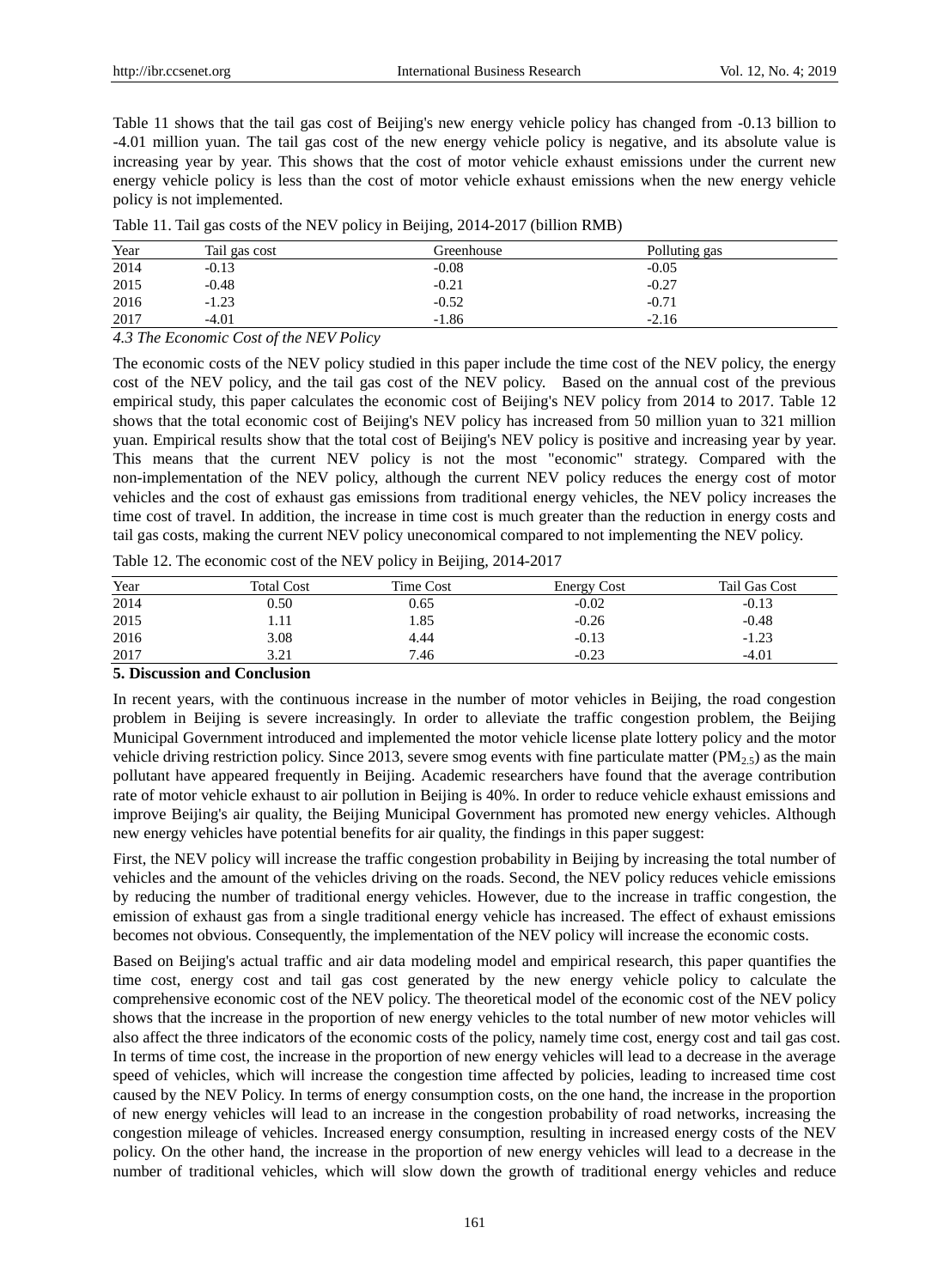Table 11 shows that the tail gas cost of Beijing's new energy vehicle policy has changed from -0.13 billion to -4.01 million yuan. The tail gas cost of the new energy vehicle policy is negative, and its absolute value is increasing year by year. This shows that the cost of motor vehicle exhaust emissions under the current new energy vehicle policy is less than the cost of motor vehicle exhaust emissions when the new energy vehicle policy is not implemented.

Table 11. Tail gas costs of the NEV policy in Beijing, 2014-2017 (billion RMB)

| Year | Tail gas cost | Greenhouse | Polluting gas |
|---|---|---|---|
| 2014 | -0.13 | -0.08 | -0.05 |
| 2015 | -0.48 | -0.21 | -0.27 |
| 2016 | -1.23 | -0.52 | -0.71 |
| 2017 | -4.01 | -1.86 | -2.16 |

### *4.3 The Economic Cost of the NEV Policy*

The economic costs of the NEV policy studied in this paper include the time cost of the NEV policy, the energy cost of the NEV policy, and the tail gas cost of the NEV policy. Based on the annual cost of the previous empirical study, this paper calculates the economic cost of Beijing's NEV policy from 2014 to 2017. Table 12 shows that the total economic cost of Beijing's NEV policy has increased from 50 million yuan to 321 million yuan. Empirical results show that the total cost of Beijing's NEV policy is positive and increasing year by year. This means that the current NEV policy is not the most "economic" strategy. Compared with the non-implementation of the NEV policy, although the current NEV policy reduces the energy cost of motor vehicles and the cost of exhaust gas emissions from traditional energy vehicles, the NEV policy increases the time cost of travel. In addition, the increase in time cost is much greater than the reduction in energy costs and tail gas costs, making the current NEV policy uneconomical compared to not implementing the NEV policy.

Table 12. The economic cost of the NEV policy in Beijing, 2014-2017

| Year | Total Cost | Time Cost | Energy Cost | Tail Gas Cost |
|---|---|---|---|---|
| 2014 | 0.50 | 0.65 | -0.02 | -0.13 |
| 2015 | 1.11 | 1.85 | -0.26 | -0.48 |
| 2016 | 3.08 | 4.44 | -0.13 | -1.23 |
| 2017 | 3.21 | 7.46 | -0.23 | -4.01 |

## 5. Discussion and Conclusion

In recent years, with the continuous increase in the number of motor vehicles in Beijing, the road congestion problem in Beijing is severe increasingly. In order to alleviate the traffic congestion problem, the Beijing Municipal Government introduced and implemented the motor vehicle license plate lottery policy and the motor vehicle driving restriction policy. Since 2013, severe smog events with fine particulate matter ($PM_{2.5}$) as the main pollutant have appeared frequently in Beijing. Academic researchers have found that the average contribution rate of motor vehicle exhaust to air pollution in Beijing is 40%. In order to reduce vehicle exhaust emissions and improve Beijing's air quality, the Beijing Municipal Government has promoted new energy vehicles. Although new energy vehicles have potential benefits for air quality, the findings in this paper suggest:

First, the NEV policy will increase the traffic congestion probability in Beijing by increasing the total number of vehicles and the amount of the vehicles driving on the roads. Second, the NEV policy reduces vehicle emissions by reducing the number of traditional energy vehicles. However, due to the increase in traffic congestion, the emission of exhaust gas from a single traditional energy vehicle has increased. The effect of exhaust emissions becomes not obvious. Consequently, the implementation of the NEV policy will increase the economic costs.

Based on Beijing's actual traffic and air data modeling model and empirical research, this paper quantifies the time cost, energy cost and tail gas cost generated by the new energy vehicle policy to calculate the comprehensive economic cost of the NEV policy. The theoretical model of the economic cost of the NEV policy shows that the increase in the proportion of new energy vehicles to the total number of new motor vehicles will also affect the three indicators of the economic costs of the policy, namely time cost, energy cost and tail gas cost. In terms of time cost, the increase in the proportion of new energy vehicles will lead to a decrease in the average speed of vehicles, which will increase the congestion time affected by policies, leading to increased time cost caused by the NEV Policy. In terms of energy consumption costs, on the one hand, the increase in the proportion of new energy vehicles will lead to an increase in the congestion probability of road networks, increasing the congestion mileage of vehicles. Increased energy consumption, resulting in increased energy costs of the NEV policy. On the other hand, the increase in the proportion of new energy vehicles will lead to a decrease in the number of traditional vehicles, which will slow down the growth of traditional energy vehicles and reduce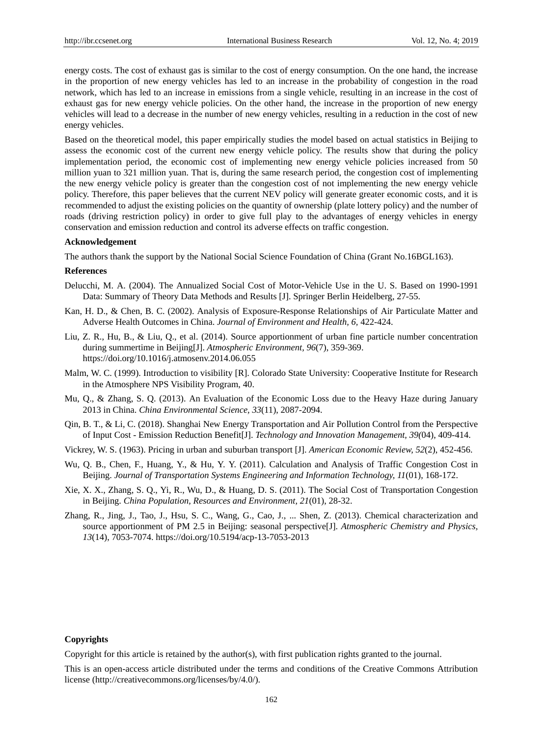energy costs. The cost of exhaust gas is similar to the cost of energy consumption. On the one hand, the increase in the proportion of new energy vehicles has led to an increase in the probability of congestion in the road network, which has led to an increase in emissions from a single vehicle, resulting in an increase in the cost of exhaust gas for new energy vehicle policies. On the other hand, the increase in the proportion of new energy vehicles will lead to a decrease in the number of new energy vehicles, resulting in a reduction in the cost of new energy vehicles.

Based on the theoretical model, this paper empirically studies the model based on actual statistics in Beijing to assess the economic cost of the current new energy vehicle policy. The results show that during the policy implementation period, the economic cost of implementing new energy vehicle policies increased from 50 million yuan to 321 million yuan. That is, during the same research period, the congestion cost of implementing the new energy vehicle policy is greater than the congestion cost of not implementing the new energy vehicle policy. Therefore, this paper believes that the current NEV policy will generate greater economic costs, and it is recommended to adjust the existing policies on the quantity of ownership (plate lottery policy) and the number of roads (driving restriction policy) in order to give full play to the advantages of energy vehicles in energy conservation and emission reduction and control its adverse effects on traffic congestion.

**Acknowledgement**

The authors thank the support by the National Social Science Foundation of China (Grant No.16BGL163).

**References**

Delucchi, M. A. (2004). The Annualized Social Cost of Motor-Vehicle Use in the U. S. Based on 1990-1991 Data: Summary of Theory Data Methods and Results [J]. Springer Berlin Heidelberg, 27-55.

Kan, H. D., & Chen, B. C. (2002). Analysis of Exposure-Response Relationships of Air Particulate Matter and Adverse Health Outcomes in China. *Journal of Environment and Health, 6,* 422-424.

Liu, Z. R., Hu, B., & Liu, Q., et al. (2014). Source apportionment of urban fine particle number concentration during summertime in Beijing[J]. *Atmospheric Environment, 96*(7), 359-369. https://doi.org/10.1016/j.atmosenv.2014.06.055

Malm, W. C. (1999). Introduction to visibility [R]. Colorado State University: Cooperative Institute for Research in the Atmosphere NPS Visibility Program, 40.

Mu, Q., & Zhang, S. Q. (2013). An Evaluation of the Economic Loss due to the Heavy Haze during January 2013 in China. *China Environmental Science, 33*(11), 2087-2094.

Qin, B. T., & Li, C. (2018). Shanghai New Energy Transportation and Air Pollution Control from the Perspective of Input Cost - Emission Reduction Benefit[J]. *Technology and Innovation Management, 39(*04), 409-414.

Vickrey, W. S. (1963). Pricing in urban and suburban transport [J]. *American Economic Review, 52*(2), 452-456.

Wu, Q. B., Chen, F., Huang, Y., & Hu, Y. Y. (2011). Calculation and Analysis of Traffic Congestion Cost in Beijing. *Journal of Transportation Systems Engineering and Information Technology, 11*(01), 168-172.

Xie, X. X., Zhang, S. Q., Yi, R., Wu, D., & Huang, D. S. (2011). The Social Cost of Transportation Congestion in Beijing. *China Population, Resources and Environment, 21*(01), 28-32.

Zhang, R., Jing, J., Tao, J., Hsu, S. C., Wang, G., Cao, J., ... Shen, Z. (2013). Chemical characterization and source apportionment of PM 2.5 in Beijing: seasonal perspective[J]. *Atmospheric Chemistry and Physics, 13*(14), 7053-7074. https://doi.org/10.5194/acp-13-7053-2013

**Copyrights**

Copyright for this article is retained by the author(s), with first publication rights granted to the journal.

This is an open-access article distributed under the terms and conditions of the Creative Commons Attribution license (http://creativecommons.org/licenses/by/4.0/).